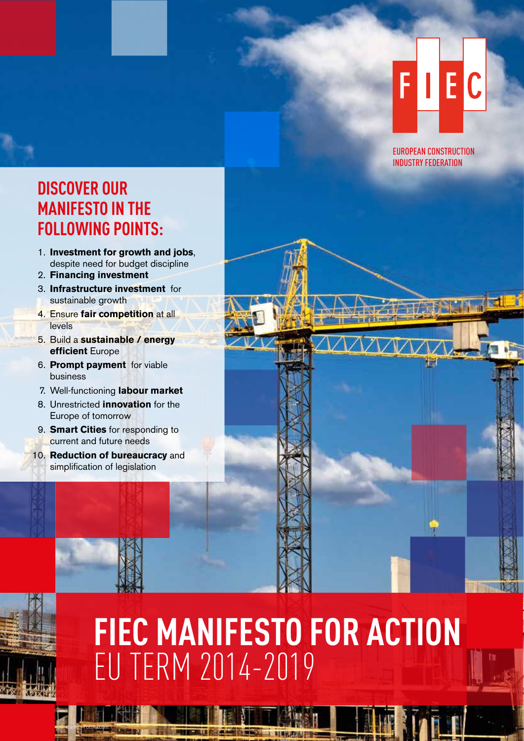FIEC

EUROPEAN CONSTRUCTION INDUSTRY FEDERATION

## DISCOVER OUR MANIFESTO IN THE FOLLOWING POINTS:

1. **Investment for growth and jobs**, despite need for budget discipline
2. **Financing investment**
3. **Infrastructure investment** for sustainable growth
4. Ensure **fair competition** at all levels
5. Build a **sustainable / energy efficient** Europe
6. **Prompt payment** for viable business
7. Well-functioning **labour market**
8. Unrestricted **innovation** for the Europe of tomorrow
9. **Smart Cities** for responding to current and future needs
10. **Reduction of bureaucracy** and simplification of legislation

# FIEC MANIFESTO FOR ACTION
## EU TERM 2014-2019

© diama - Fotolia.com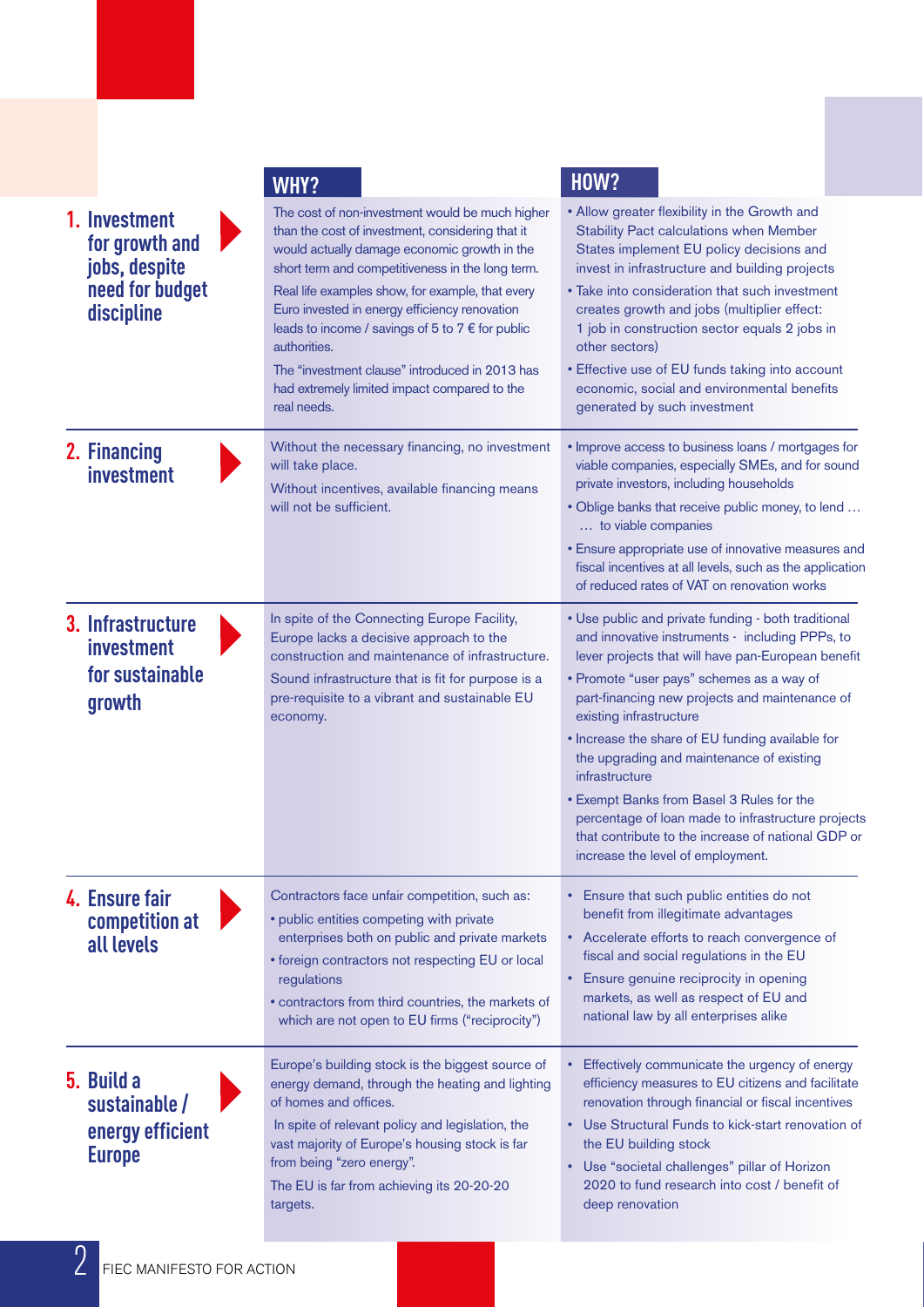| | WHY? | HOW? |
|---|---|---|
| **1. Investment for growth and jobs, despite need for budget discipline** | The cost of non-investment would be much higher than the cost of investment, considering that it would actually damage economic growth in the short term and competitiveness in the long term.<br><br>Real life examples show, for example, that every Euro invested in energy efficiency renovation leads to income / savings of 5 to 7 € for public authorities.<br><br>The "investment clause" introduced in 2013 has had extremely limited impact compared to the real needs. | • Allow greater flexibility in the Growth and Stability Pact calculations when Member States implement EU policy decisions and invest in infrastructure and building projects<br>• Take into consideration that such investment creates growth and jobs (multiplier effect: 1 job in construction sector equals 2 jobs in other sectors)<br>• Effective use of EU funds taking into account economic, social and environmental benefits generated by such investment |
| **2. Financing investment** | Without the necessary financing, no investment will take place.<br><br>Without incentives, available financing means will not be sufficient. | • Improve access to business loans / mortgages for viable companies, especially SMEs, and for sound private investors, including households<br>• Oblige banks that receive public money, to lend … … to viable companies<br>• Ensure appropriate use of innovative measures and fiscal incentives at all levels, such as the application of reduced rates of VAT on renovation works |
| **3. Infrastructure investment for sustainable growth** | In spite of the Connecting Europe Facility, Europe lacks a decisive approach to the construction and maintenance of infrastructure.<br><br>Sound infrastructure that is fit for purpose is a pre-requisite to a vibrant and sustainable EU economy. | • Use public and private funding - both traditional and innovative instruments - including PPPs, to lever projects that will have pan-European benefit<br>• Promote "user pays" schemes as a way of part-financing new projects and maintenance of existing infrastructure<br>• Increase the share of EU funding available for the upgrading and maintenance of existing infrastructure<br>• Exempt Banks from Basel 3 Rules for the percentage of loan made to infrastructure projects that contribute to the increase of national GDP or increase the level of employment. |
| **4. Ensure fair competition at all levels** | Contractors face unfair competition, such as:<br>• public entities competing with private enterprises both on public and private markets<br>• foreign contractors not respecting EU or local regulations<br>• contractors from third countries, the markets of which are not open to EU firms ("reciprocity") | • Ensure that such public entities do not benefit from illegitimate advantages<br>• Accelerate efforts to reach convergence of fiscal and social regulations in the EU<br>• Ensure genuine reciprocity in opening markets, as well as respect of EU and national law by all enterprises alike |
| **5. Build a sustainable / energy efficient Europe** | Europe's building stock is the biggest source of energy demand, through the heating and lighting of homes and offices.<br><br>In spite of relevant policy and legislation, the vast majority of Europe's housing stock is far from being "zero energy".<br><br>The EU is far from achieving its 20-20-20 targets. | • Effectively communicate the urgency of energy efficiency measures to EU citizens and facilitate renovation through financial or fiscal incentives<br>• Use Structural Funds to kick-start renovation of the EU building stock<br>• Use "societal challenges" pillar of Horizon 2020 to fund research into cost / benefit of deep renovation |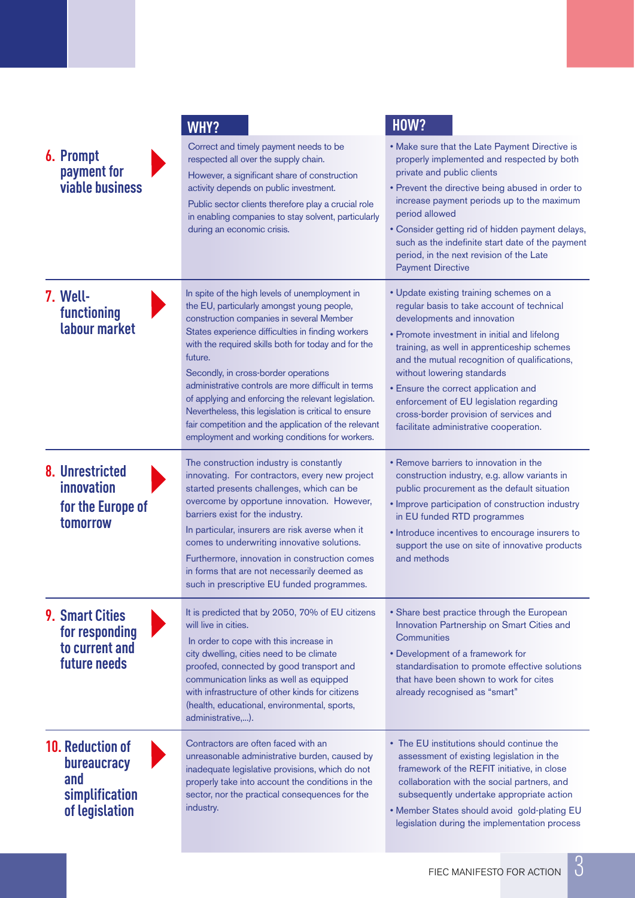| | WHY? | HOW? |
|---|---|---|
| **6. Prompt payment for viable business** | Correct and timely payment needs to be respected all over the supply chain.<br><br>However, a significant share of construction activity depends on public investment.<br><br>Public sector clients therefore play a crucial role in enabling companies to stay solvent, particularly during an economic crisis. | • Make sure that the Late Payment Directive is properly implemented and respected by both private and public clients<br>• Prevent the directive being abused in order to increase payment periods up to the maximum period allowed<br>• Consider getting rid of hidden payment delays, such as the indefinite start date of the payment period, in the next revision of the Late Payment Directive |
| **7. Well-functioning labour market** | In spite of the high levels of unemployment in the EU, particularly amongst young people, construction companies in several Member States experience difficulties in finding workers with the required skills both for today and for the future.<br><br>Secondly, in cross-border operations administrative controls are more difficult in terms of applying and enforcing the relevant legislation. Nevertheless, this legislation is critical to ensure fair competition and the application of the relevant employment and working conditions for workers. | • Update existing training schemes on a regular basis to take account of technical developments and innovation<br>• Promote investment in initial and lifelong training, as well in apprenticeship schemes and the mutual recognition of qualifications, without lowering standards<br>• Ensure the correct application and enforcement of EU legislation regarding cross-border provision of services and facilitate administrative cooperation. |
| **8. Unrestricted innovation for the Europe of tomorrow** | The construction industry is constantly innovating. For contractors, every new project started presents challenges, which can be overcome by opportune innovation. However, barriers exist for the industry.<br><br>In particular, insurers are risk averse when it comes to underwriting innovative solutions.<br><br>Furthermore, innovation in construction comes in forms that are not necessarily deemed as such in prescriptive EU funded programmes. | • Remove barriers to innovation in the construction industry, e.g. allow variants in public procurement as the default situation<br>• Improve participation of construction industry in EU funded RTD programmes<br>• Introduce incentives to encourage insurers to support the use on site of innovative products and methods |
| **9. Smart Cities for responding to current and future needs** | It is predicted that by 2050, 70% of EU citizens will live in cities.<br><br>In order to cope with this increase in city dwelling, cities need to be climate proofed, connected by good transport and communication links as well as equipped with infrastructure of other kinds for citizens (health, educational, environmental, sports, administrative,...). | • Share best practice through the European Innovation Partnership on Smart Cities and Communities<br>• Development of a framework for standardisation to promote effective solutions that have been shown to work for cites already recognised as "smart" |
| **10. Reduction of bureaucracy and simplification of legislation** | Contractors are often faced with an unreasonable administrative burden, caused by inadequate legislative provisions, which do not properly take into account the conditions in the sector, nor the practical consequences for the industry. | • The EU institutions should continue the assessment of existing legislation in the framework of the REFIT initiative, in close collaboration with the social partners, and subsequently undertake appropriate action<br>• Member States should avoid gold-plating EU legislation during the implementation process |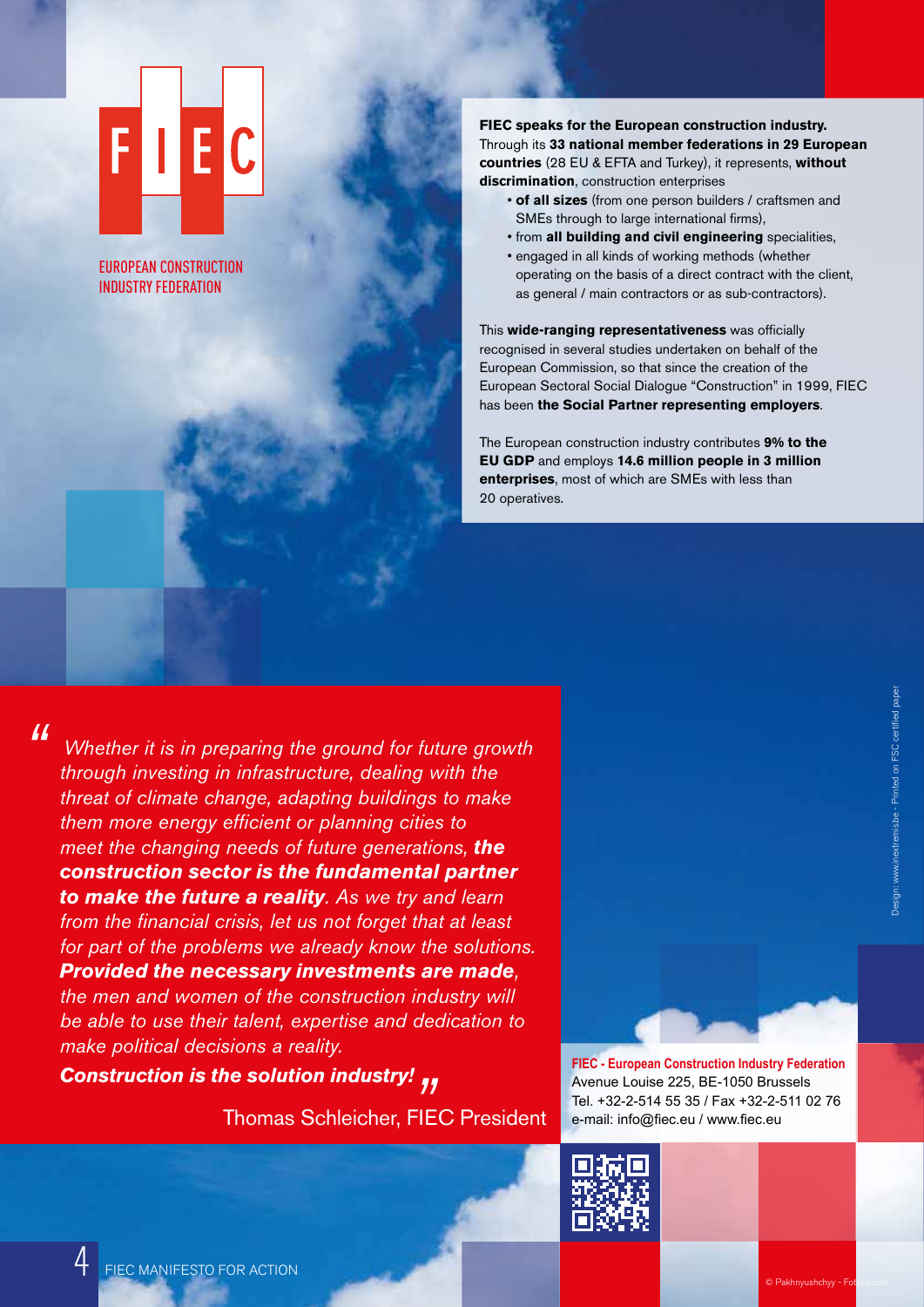# FIEC

EUROPEAN CONSTRUCTION INDUSTRY FEDERATION

**FIEC speaks for the European construction industry.** Through its **33 national member federations in 29 European countries** (28 EU & EFTA and Turkey), it represents, **without discrimination**, construction enterprises

- **of all sizes** (from one person builders / craftsmen and SMEs through to large international firms),
- from **all building and civil engineering** specialities,
- engaged in all kinds of working methods (whether operating on the basis of a direct contract with the client, as general / main contractors or as sub-contractors).

This **wide-ranging representativeness** was officially recognised in several studies undertaken on behalf of the European Commission, so that since the creation of the European Sectoral Social Dialogue "Construction" in 1999, FIEC has been **the Social Partner representing employers**.

The European construction industry contributes **9% to the EU GDP** and employs **14.6 million people in 3 million enterprises**, most of which are SMEs with less than 20 operatives.

*"Whether it is in preparing the ground for future growth through investing in infrastructure, dealing with the threat of climate change, adapting buildings to make them more energy efficient or planning cities to meet the changing needs of future generations, **the construction sector is the fundamental partner to make the future a reality**. As we try and learn from the financial crisis, let us not forget that at least for part of the problems we already know the solutions. **Provided the necessary investments are made**, the men and women of the construction industry will be able to use their talent, expertise and dedication to make political decisions a reality.*

***Construction is the solution industry!"***

Thomas Schleicher, FIEC President

**FIEC - European Construction Industry Federation**
Avenue Louise 225, BE-1050 Brussels
Tel. +32-2-514 55 35 / Fax +32-2-511 02 76
e-mail: info@fiec.eu / www.fiec.eu

Design: www.inextremis.be - Printed on FSC certified paper

© Pakhnyushchyy - Fotolia.com